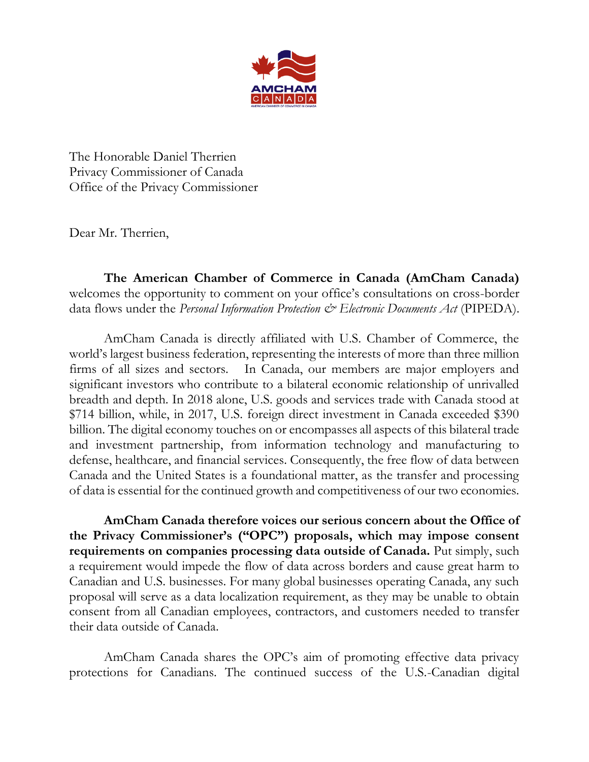The Honorable Daniel Therrien
Privacy Commissioner of Canada
Office of the Privacy Commissioner

Dear Mr. Therrien,

**The American Chamber of Commerce in Canada (AmCham Canada)** welcomes the opportunity to comment on your office's consultations on cross-border data flows under the *Personal Information Protection & Electronic Documents Act* (PIPEDA).

AmCham Canada is directly affiliated with U.S. Chamber of Commerce, the world's largest business federation, representing the interests of more than three million firms of all sizes and sectors. In Canada, our members are major employers and significant investors who contribute to a bilateral economic relationship of unrivalled breadth and depth. In 2018 alone, U.S. goods and services trade with Canada stood at $714 billion, while, in 2017, U.S. foreign direct investment in Canada exceeded $390 billion. The digital economy touches on or encompasses all aspects of this bilateral trade and investment partnership, from information technology and manufacturing to defense, healthcare, and financial services. Consequently, the free flow of data between Canada and the United States is a foundational matter, as the transfer and processing of data is essential for the continued growth and competitiveness of our two economies.

**AmCham Canada therefore voices our serious concern about the Office of the Privacy Commissioner's ("OPC") proposals, which may impose consent requirements on companies processing data outside of Canada.** Put simply, such a requirement would impede the flow of data across borders and cause great harm to Canadian and U.S. businesses. For many global businesses operating Canada, any such proposal will serve as a data localization requirement, as they may be unable to obtain consent from all Canadian employees, contractors, and customers needed to transfer their data outside of Canada.

AmCham Canada shares the OPC's aim of promoting effective data privacy protections for Canadians. The continued success of the U.S.-Canadian digital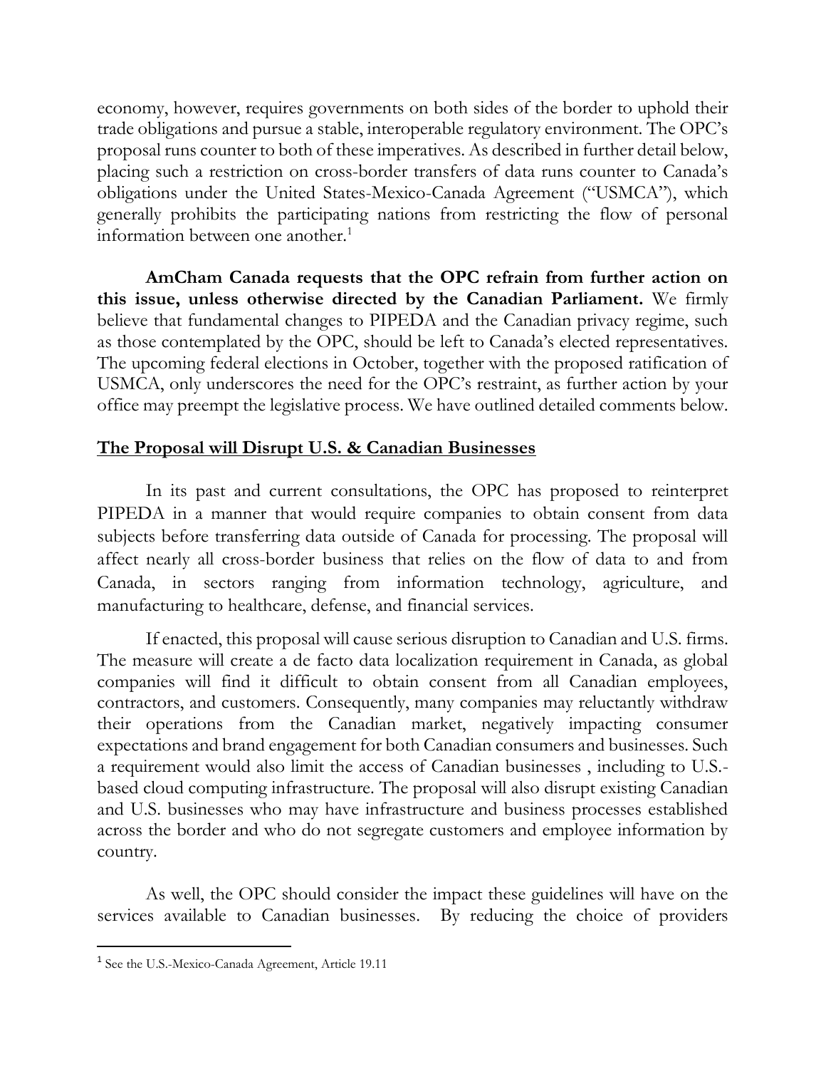economy, however, requires governments on both sides of the border to uphold their trade obligations and pursue a stable, interoperable regulatory environment. The OPC's proposal runs counter to both of these imperatives. As described in further detail below, placing such a restriction on cross-border transfers of data runs counter to Canada's obligations under the United States-Mexico-Canada Agreement ("USMCA"), which generally prohibits the participating nations from restricting the flow of personal information between one another.[1]

**AmCham Canada requests that the OPC refrain from further action on this issue, unless otherwise directed by the Canadian Parliament.** We firmly believe that fundamental changes to PIPEDA and the Canadian privacy regime, such as those contemplated by the OPC, should be left to Canada's elected representatives. The upcoming federal elections in October, together with the proposed ratification of USMCA, only underscores the need for the OPC's restraint, as further action by your office may preempt the legislative process. We have outlined detailed comments below.

## The Proposal will Disrupt U.S. & Canadian Businesses

In its past and current consultations, the OPC has proposed to reinterpret PIPEDA in a manner that would require companies to obtain consent from data subjects before transferring data outside of Canada for processing. The proposal will affect nearly all cross-border business that relies on the flow of data to and from Canada, in sectors ranging from information technology, agriculture, and manufacturing to healthcare, defense, and financial services.

If enacted, this proposal will cause serious disruption to Canadian and U.S. firms. The measure will create a de facto data localization requirement in Canada, as global companies will find it difficult to obtain consent from all Canadian employees, contractors, and customers. Consequently, many companies may reluctantly withdraw their operations from the Canadian market, negatively impacting consumer expectations and brand engagement for both Canadian consumers and businesses. Such a requirement would also limit the access of Canadian businesses , including to U.S.-based cloud computing infrastructure. The proposal will also disrupt existing Canadian and U.S. businesses who may have infrastructure and business processes established across the border and who do not segregate customers and employee information by country.

As well, the OPC should consider the impact these guidelines will have on the services available to Canadian businesses. By reducing the choice of providers

[1] See the U.S.-Mexico-Canada Agreement, Article 19.11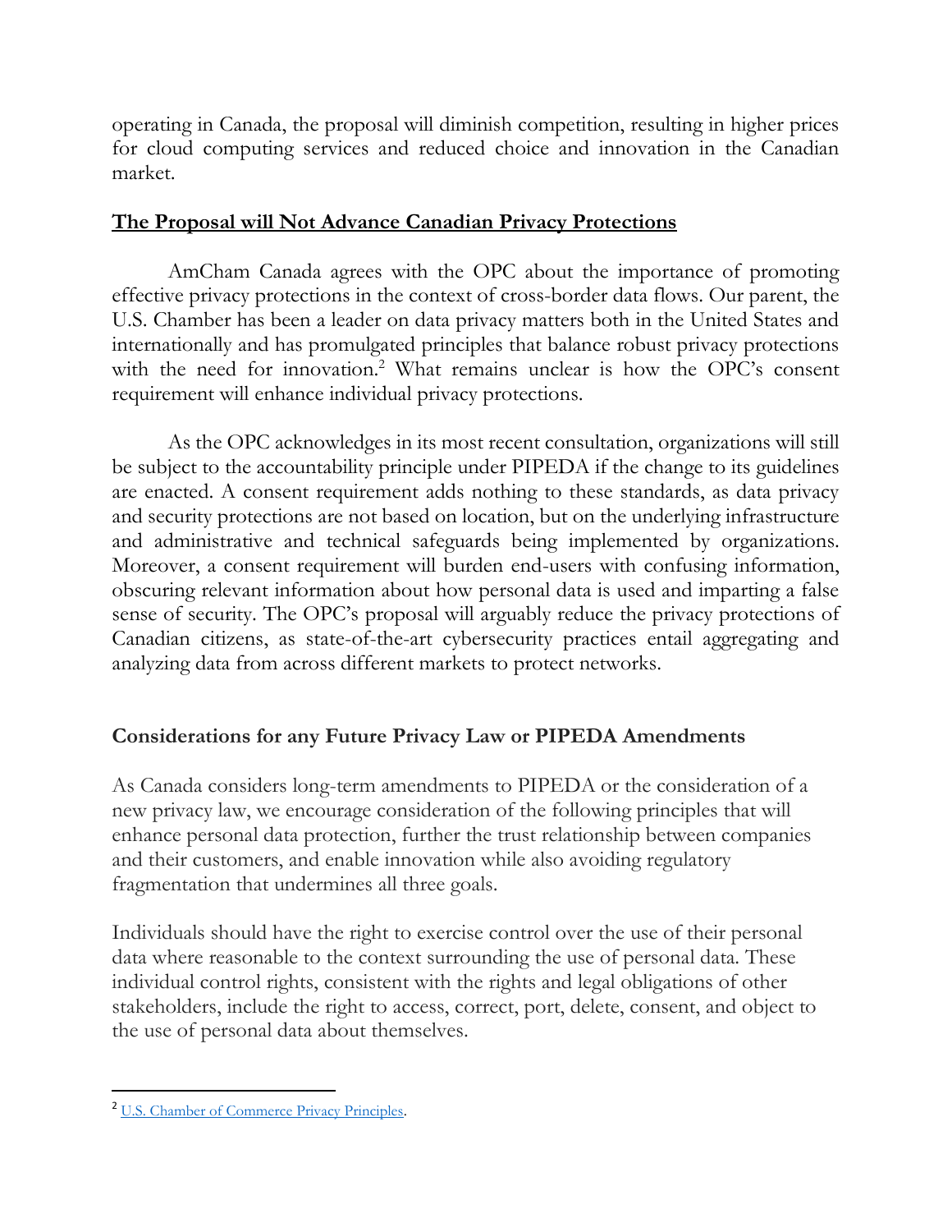operating in Canada, the proposal will diminish competition, resulting in higher prices for cloud computing services and reduced choice and innovation in the Canadian market.

## **The Proposal will Not Advance Canadian Privacy Protections**

AmCham Canada agrees with the OPC about the importance of promoting effective privacy protections in the context of cross-border data flows. Our parent, the U.S. Chamber has been a leader on data privacy matters both in the United States and internationally and has promulgated principles that balance robust privacy protections with the need for innovation.[2] What remains unclear is how the OPC's consent requirement will enhance individual privacy protections.

As the OPC acknowledges in its most recent consultation, organizations will still be subject to the accountability principle under PIPEDA if the change to its guidelines are enacted. A consent requirement adds nothing to these standards, as data privacy and security protections are not based on location, but on the underlying infrastructure and administrative and technical safeguards being implemented by organizations. Moreover, a consent requirement will burden end-users with confusing information, obscuring relevant information about how personal data is used and imparting a false sense of security. The OPC's proposal will arguably reduce the privacy protections of Canadian citizens, as state-of-the-art cybersecurity practices entail aggregating and analyzing data from across different markets to protect networks.

## **Considerations for any Future Privacy Law or PIPEDA Amendments**

As Canada considers long-term amendments to PIPEDA or the consideration of a new privacy law, we encourage consideration of the following principles that will enhance personal data protection, further the trust relationship between companies and their customers, and enable innovation while also avoiding regulatory fragmentation that undermines all three goals.

Individuals should have the right to exercise control over the use of their personal data where reasonable to the context surrounding the use of personal data. These individual control rights, consistent with the rights and legal obligations of other stakeholders, include the right to access, correct, port, delete, consent, and object to the use of personal data about themselves.

---

[2] U.S. Chamber of Commerce Privacy Principles.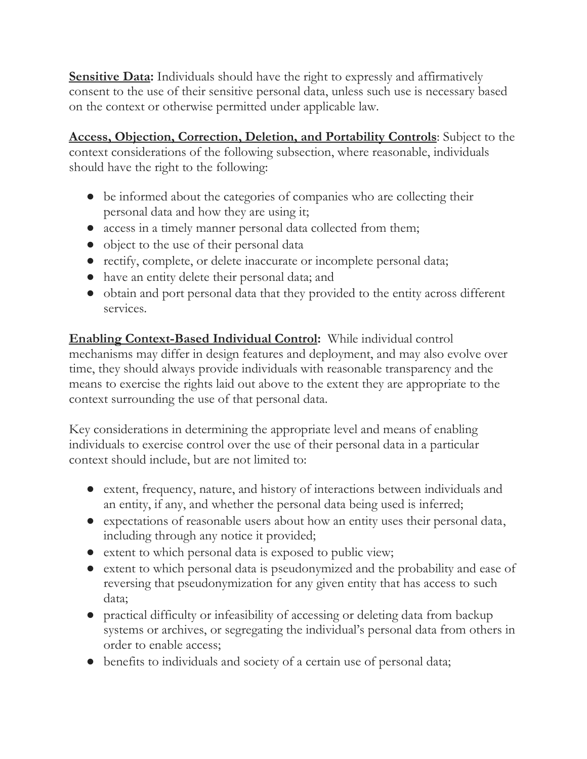**<u>Sensitive Data</u>:** Individuals should have the right to expressly and affirmatively consent to the use of their sensitive personal data, unless such use is necessary based on the context or otherwise permitted under applicable law.

**<u>Access, Objection, Correction, Deletion, and Portability Controls</u>**: Subject to the context considerations of the following subsection, where reasonable, individuals should have the right to the following:

- be informed about the categories of companies who are collecting their personal data and how they are using it;
- access in a timely manner personal data collected from them;
- object to the use of their personal data
- rectify, complete, or delete inaccurate or incomplete personal data;
- have an entity delete their personal data; and
- obtain and port personal data that they provided to the entity across different services.

**<u>Enabling Context-Based Individual Control</u>:** While individual control mechanisms may differ in design features and deployment, and may also evolve over time, they should always provide individuals with reasonable transparency and the means to exercise the rights laid out above to the extent they are appropriate to the context surrounding the use of that personal data.

Key considerations in determining the appropriate level and means of enabling individuals to exercise control over the use of their personal data in a particular context should include, but are not limited to:

- extent, frequency, nature, and history of interactions between individuals and an entity, if any, and whether the personal data being used is inferred;
- expectations of reasonable users about how an entity uses their personal data, including through any notice it provided;
- extent to which personal data is exposed to public view;
- extent to which personal data is pseudonymized and the probability and ease of reversing that pseudonymization for any given entity that has access to such data;
- practical difficulty or infeasibility of accessing or deleting data from backup systems or archives, or segregating the individual's personal data from others in order to enable access;
- benefits to individuals and society of a certain use of personal data;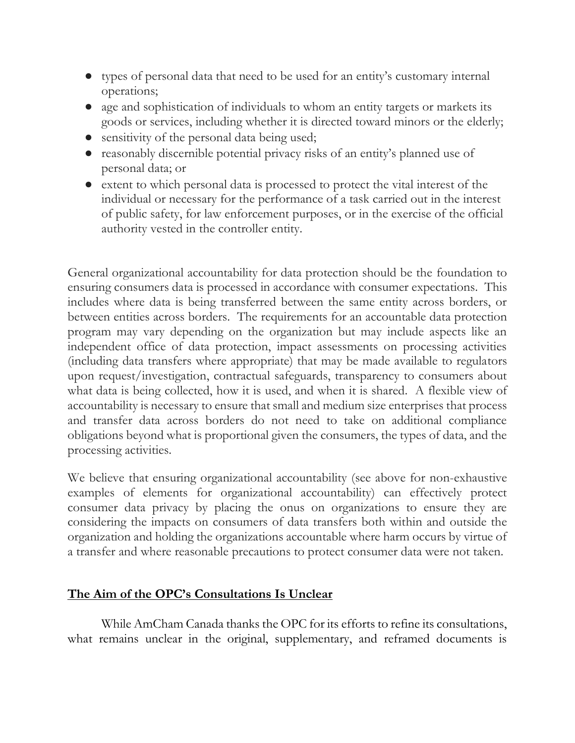- types of personal data that need to be used for an entity's customary internal operations;
- age and sophistication of individuals to whom an entity targets or markets its goods or services, including whether it is directed toward minors or the elderly;
- sensitivity of the personal data being used;
- reasonably discernible potential privacy risks of an entity's planned use of personal data; or
- extent to which personal data is processed to protect the vital interest of the individual or necessary for the performance of a task carried out in the interest of public safety, for law enforcement purposes, or in the exercise of the official authority vested in the controller entity.

General organizational accountability for data protection should be the foundation to ensuring consumers data is processed in accordance with consumer expectations. This includes where data is being transferred between the same entity across borders, or between entities across borders. The requirements for an accountable data protection program may vary depending on the organization but may include aspects like an independent office of data protection, impact assessments on processing activities (including data transfers where appropriate) that may be made available to regulators upon request/investigation, contractual safeguards, transparency to consumers about what data is being collected, how it is used, and when it is shared. A flexible view of accountability is necessary to ensure that small and medium size enterprises that process and transfer data across borders do not need to take on additional compliance obligations beyond what is proportional given the consumers, the types of data, and the processing activities.

We believe that ensuring organizational accountability (see above for non-exhaustive examples of elements for organizational accountability) can effectively protect consumer data privacy by placing the onus on organizations to ensure they are considering the impacts on consumers of data transfers both within and outside the organization and holding the organizations accountable where harm occurs by virtue of a transfer and where reasonable precautions to protect consumer data were not taken.

## The Aim of the OPC's Consultations Is Unclear

While AmCham Canada thanks the OPC for its efforts to refine its consultations, what remains unclear in the original, supplementary, and reframed documents is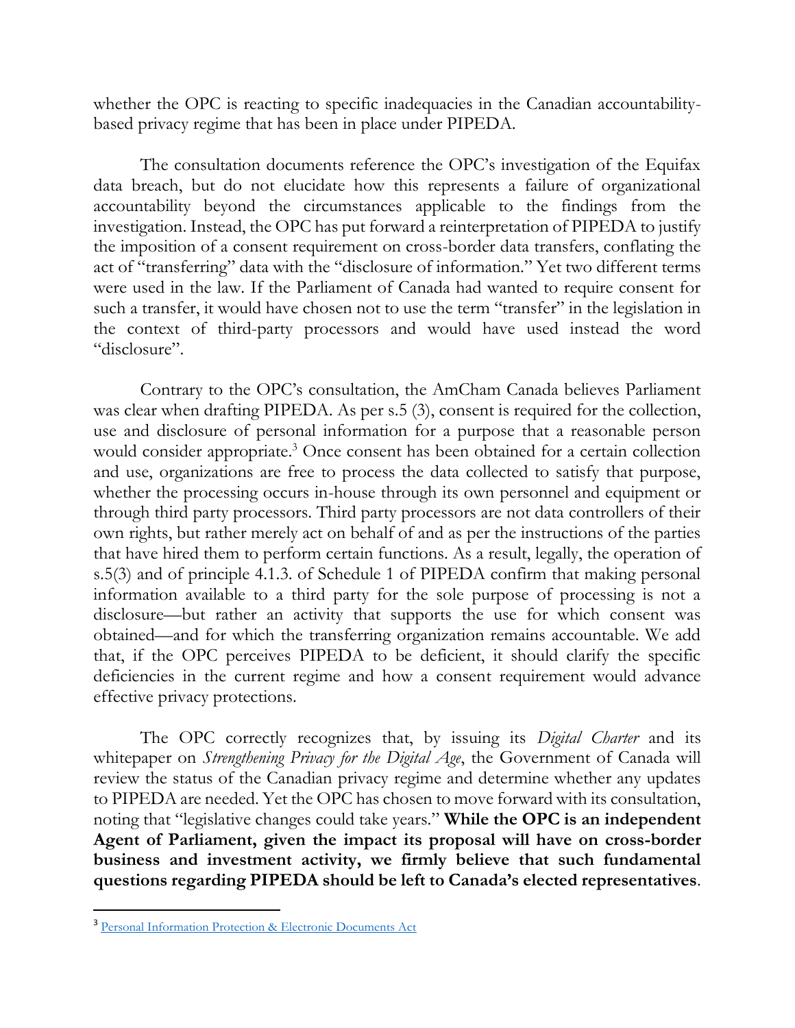whether the OPC is reacting to specific inadequacies in the Canadian accountability-based privacy regime that has been in place under PIPEDA.

The consultation documents reference the OPC's investigation of the Equifax data breach, but do not elucidate how this represents a failure of organizational accountability beyond the circumstances applicable to the findings from the investigation. Instead, the OPC has put forward a reinterpretation of PIPEDA to justify the imposition of a consent requirement on cross-border data transfers, conflating the act of "transferring" data with the "disclosure of information." Yet two different terms were used in the law. If the Parliament of Canada had wanted to require consent for such a transfer, it would have chosen not to use the term "transfer" in the legislation in the context of third-party processors and would have used instead the word "disclosure".

Contrary to the OPC's consultation, the AmCham Canada believes Parliament was clear when drafting PIPEDA. As per s.5 (3), consent is required for the collection, use and disclosure of personal information for a purpose that a reasonable person would consider appropriate.[3] Once consent has been obtained for a certain collection and use, organizations are free to process the data collected to satisfy that purpose, whether the processing occurs in-house through its own personnel and equipment or through third party processors. Third party processors are not data controllers of their own rights, but rather merely act on behalf of and as per the instructions of the parties that have hired them to perform certain functions. As a result, legally, the operation of s.5(3) and of principle 4.1.3. of Schedule 1 of PIPEDA confirm that making personal information available to a third party for the sole purpose of processing is not a disclosure—but rather an activity that supports the use for which consent was obtained—and for which the transferring organization remains accountable. We add that, if the OPC perceives PIPEDA to be deficient, it should clarify the specific deficiencies in the current regime and how a consent requirement would advance effective privacy protections.

The OPC correctly recognizes that, by issuing its *Digital Charter* and its whitepaper on *Strengthening Privacy for the Digital Age*, the Government of Canada will review the status of the Canadian privacy regime and determine whether any updates to PIPEDA are needed. Yet the OPC has chosen to move forward with its consultation, noting that "legislative changes could take years." **While the OPC is an independent Agent of Parliament, given the impact its proposal will have on cross-border business and investment activity, we firmly believe that such fundamental questions regarding PIPEDA should be left to Canada's elected representatives**.

---

[3] Personal Information Protection & Electronic Documents Act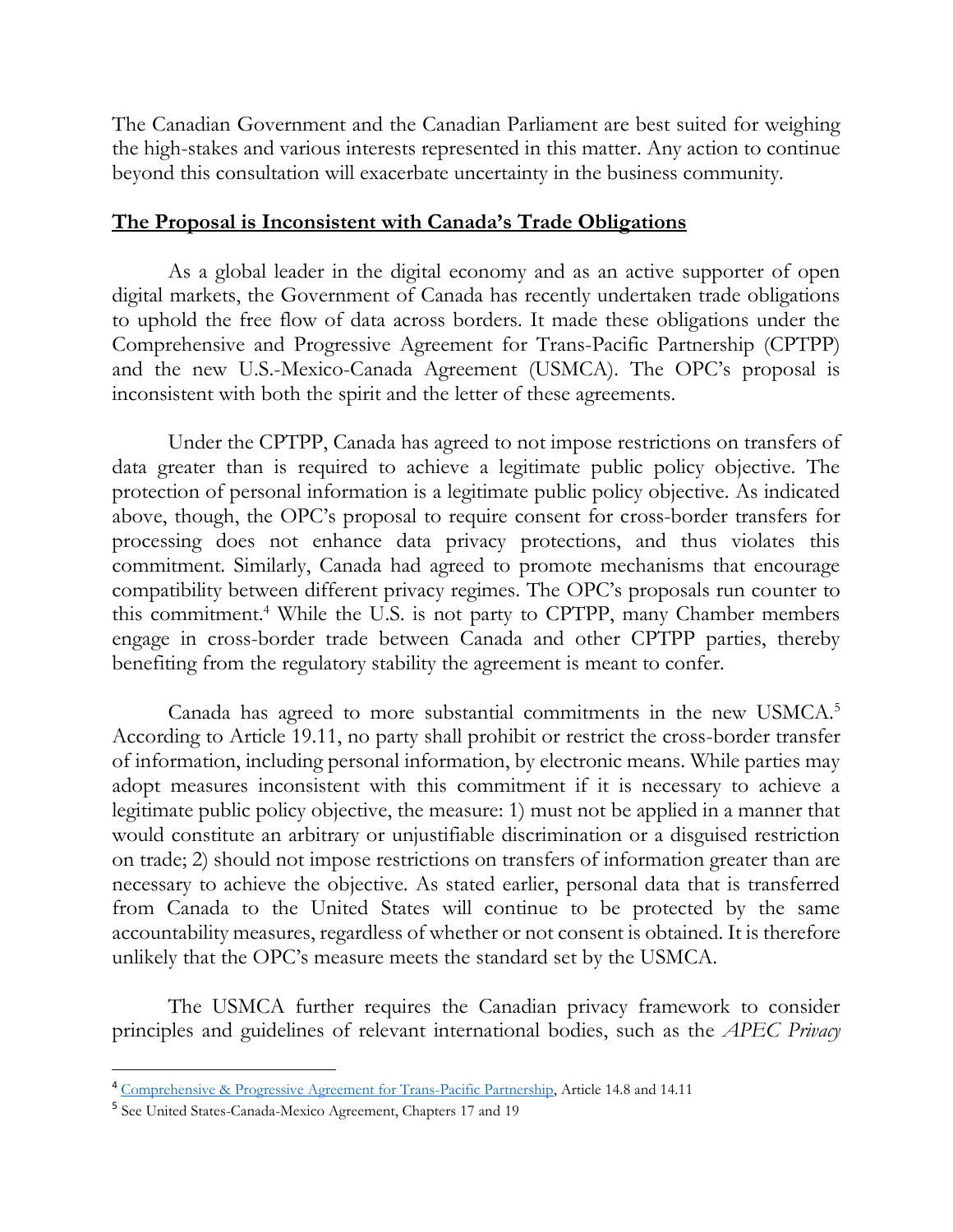The Canadian Government and the Canadian Parliament are best suited for weighing the high-stakes and various interests represented in this matter. Any action to continue beyond this consultation will exacerbate uncertainty in the business community.

## The Proposal is Inconsistent with Canada's Trade Obligations

As a global leader in the digital economy and as an active supporter of open digital markets, the Government of Canada has recently undertaken trade obligations to uphold the free flow of data across borders. It made these obligations under the Comprehensive and Progressive Agreement for Trans-Pacific Partnership (CPTPP) and the new U.S.-Mexico-Canada Agreement (USMCA). The OPC's proposal is inconsistent with both the spirit and the letter of these agreements.

Under the CPTPP, Canada has agreed to not impose restrictions on transfers of data greater than is required to achieve a legitimate public policy objective. The protection of personal information is a legitimate public policy objective. As indicated above, though, the OPC's proposal to require consent for cross-border transfers for processing does not enhance data privacy protections, and thus violates this commitment. Similarly, Canada had agreed to promote mechanisms that encourage compatibility between different privacy regimes. The OPC's proposals run counter to this commitment.[4] While the U.S. is not party to CPTPP, many Chamber members engage in cross-border trade between Canada and other CPTPP parties, thereby benefiting from the regulatory stability the agreement is meant to confer.

Canada has agreed to more substantial commitments in the new USMCA.[5] According to Article 19.11, no party shall prohibit or restrict the cross-border transfer of information, including personal information, by electronic means. While parties may adopt measures inconsistent with this commitment if it is necessary to achieve a legitimate public policy objective, the measure: 1) must not be applied in a manner that would constitute an arbitrary or unjustifiable discrimination or a disguised restriction on trade; 2) should not impose restrictions on transfers of information greater than are necessary to achieve the objective. As stated earlier, personal data that is transferred from Canada to the United States will continue to be protected by the same accountability measures, regardless of whether or not consent is obtained. It is therefore unlikely that the OPC's measure meets the standard set by the USMCA.

The USMCA further requires the Canadian privacy framework to consider principles and guidelines of relevant international bodies, such as the *APEC Privacy*

---

[4] Comprehensive & Progressive Agreement for Trans-Pacific Partnership, Article 14.8 and 14.11

[5] See United States-Canada-Mexico Agreement, Chapters 17 and 19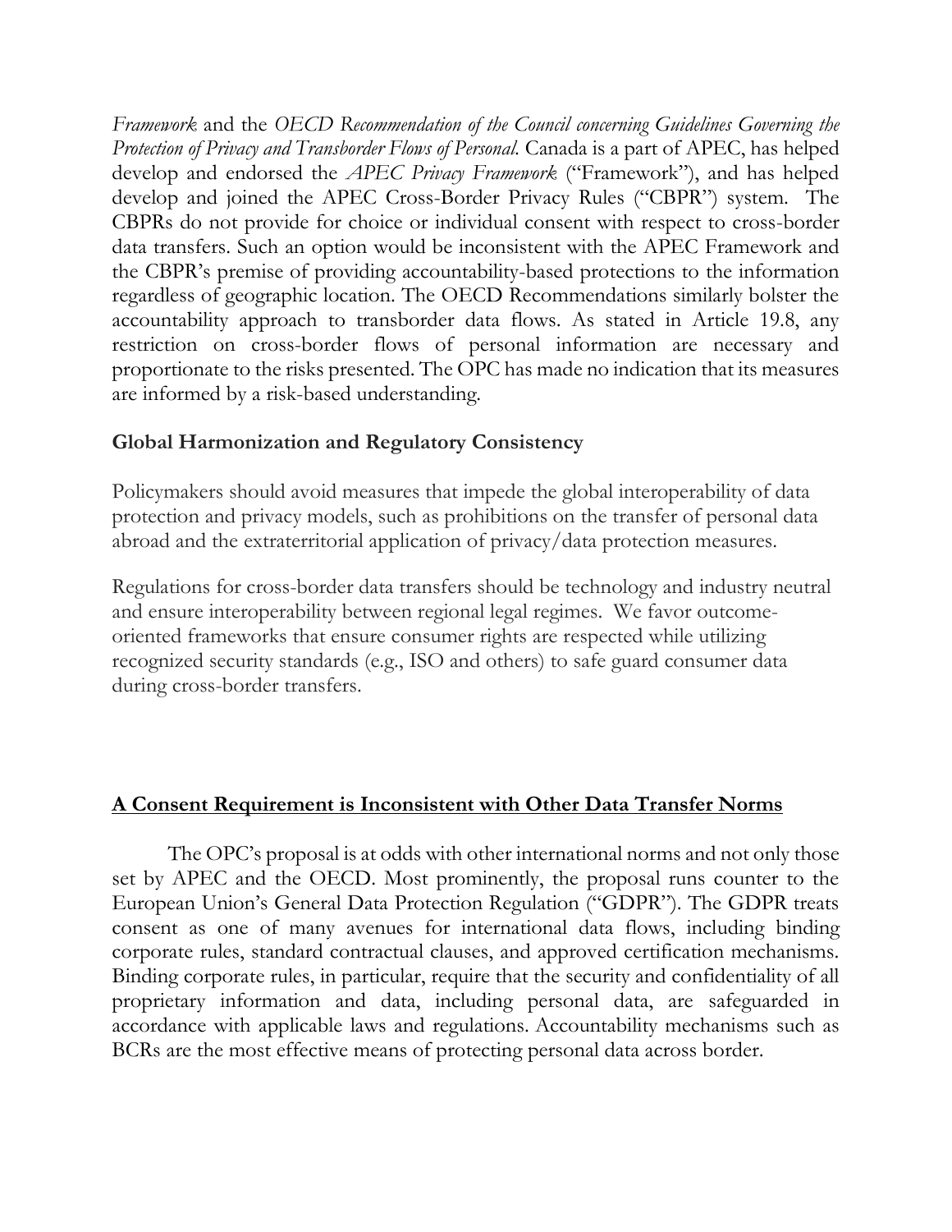*Framework* and the *OECD Recommendation of the Council concerning Guidelines Governing the Protection of Privacy and Transborder Flows of Personal.* Canada is a part of APEC, has helped develop and endorsed the *APEC Privacy Framework* ("Framework"), and has helped develop and joined the APEC Cross-Border Privacy Rules ("CBPR") system. The CBPRs do not provide for choice or individual consent with respect to cross-border data transfers. Such an option would be inconsistent with the APEC Framework and the CBPR's premise of providing accountability-based protections to the information regardless of geographic location. The OECD Recommendations similarly bolster the accountability approach to transborder data flows. As stated in Article 19.8, any restriction on cross-border flows of personal information are necessary and proportionate to the risks presented. The OPC has made no indication that its measures are informed by a risk-based understanding.

### Global Harmonization and Regulatory Consistency

Policymakers should avoid measures that impede the global interoperability of data protection and privacy models, such as prohibitions on the transfer of personal data abroad and the extraterritorial application of privacy/data protection measures.

Regulations for cross-border data transfers should be technology and industry neutral and ensure interoperability between regional legal regimes. We favor outcome-oriented frameworks that ensure consumer rights are respected while utilizing recognized security standards (e.g., ISO and others) to safe guard consumer data during cross-border transfers.

## A Consent Requirement is Inconsistent with Other Data Transfer Norms

The OPC's proposal is at odds with other international norms and not only those set by APEC and the OECD. Most prominently, the proposal runs counter to the European Union's General Data Protection Regulation ("GDPR"). The GDPR treats consent as one of many avenues for international data flows, including binding corporate rules, standard contractual clauses, and approved certification mechanisms. Binding corporate rules, in particular, require that the security and confidentiality of all proprietary information and data, including personal data, are safeguarded in accordance with applicable laws and regulations. Accountability mechanisms such as BCRs are the most effective means of protecting personal data across border.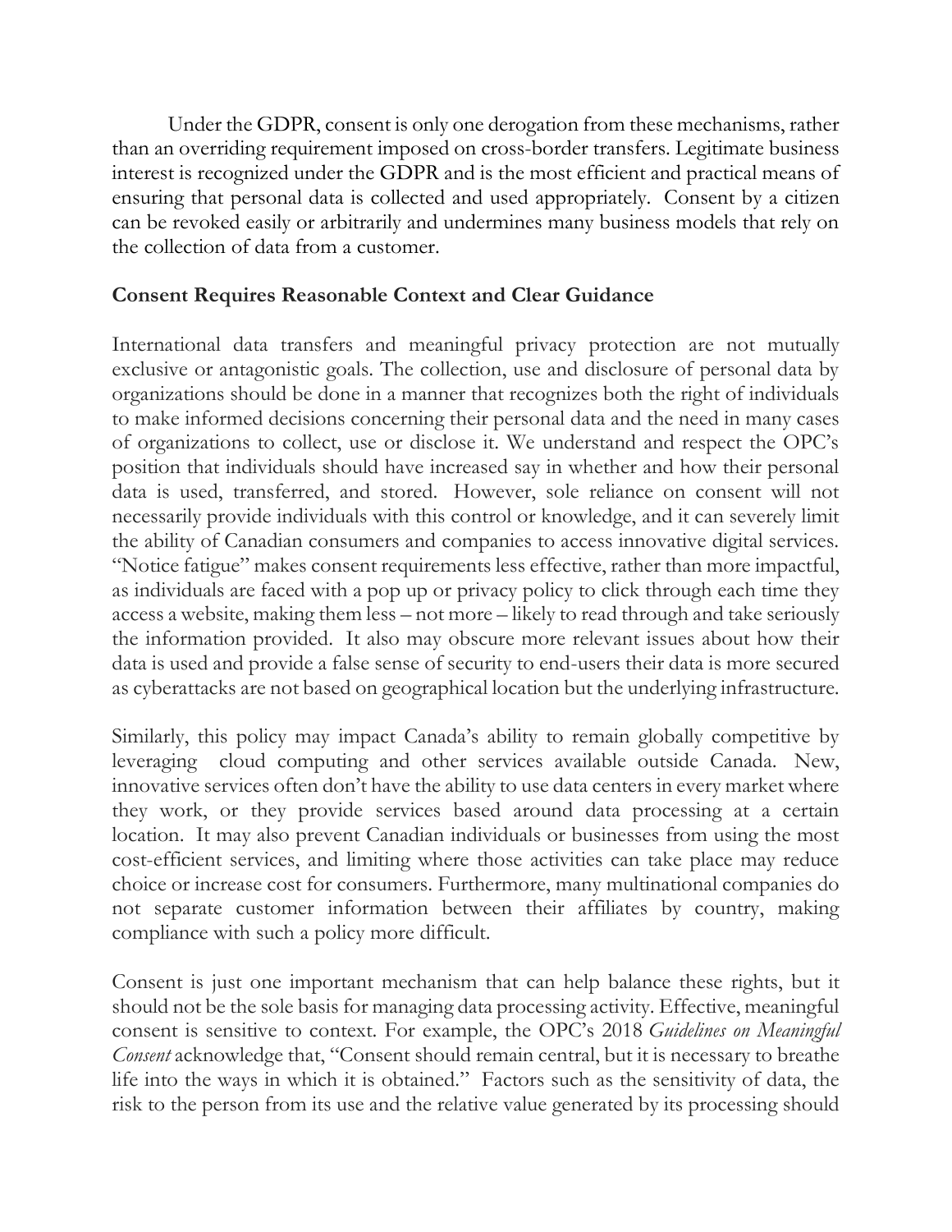Under the GDPR, consent is only one derogation from these mechanisms, rather than an overriding requirement imposed on cross-border transfers. Legitimate business interest is recognized under the GDPR and is the most efficient and practical means of ensuring that personal data is collected and used appropriately. Consent by a citizen can be revoked easily or arbitrarily and undermines many business models that rely on the collection of data from a customer.

**Consent Requires Reasonable Context and Clear Guidance**

International data transfers and meaningful privacy protection are not mutually exclusive or antagonistic goals. The collection, use and disclosure of personal data by organizations should be done in a manner that recognizes both the right of individuals to make informed decisions concerning their personal data and the need in many cases of organizations to collect, use or disclose it. We understand and respect the OPC's position that individuals should have increased say in whether and how their personal data is used, transferred, and stored. However, sole reliance on consent will not necessarily provide individuals with this control or knowledge, and it can severely limit the ability of Canadian consumers and companies to access innovative digital services. "Notice fatigue" makes consent requirements less effective, rather than more impactful, as individuals are faced with a pop up or privacy policy to click through each time they access a website, making them less – not more – likely to read through and take seriously the information provided. It also may obscure more relevant issues about how their data is used and provide a false sense of security to end-users their data is more secured as cyberattacks are not based on geographical location but the underlying infrastructure.

Similarly, this policy may impact Canada's ability to remain globally competitive by leveraging cloud computing and other services available outside Canada. New, innovative services often don't have the ability to use data centers in every market where they work, or they provide services based around data processing at a certain location. It may also prevent Canadian individuals or businesses from using the most cost-efficient services, and limiting where those activities can take place may reduce choice or increase cost for consumers. Furthermore, many multinational companies do not separate customer information between their affiliates by country, making compliance with such a policy more difficult.

Consent is just one important mechanism that can help balance these rights, but it should not be the sole basis for managing data processing activity. Effective, meaningful consent is sensitive to context. For example, the OPC's 2018 *Guidelines on Meaningful Consent* acknowledge that, "Consent should remain central, but it is necessary to breathe life into the ways in which it is obtained." Factors such as the sensitivity of data, the risk to the person from its use and the relative value generated by its processing should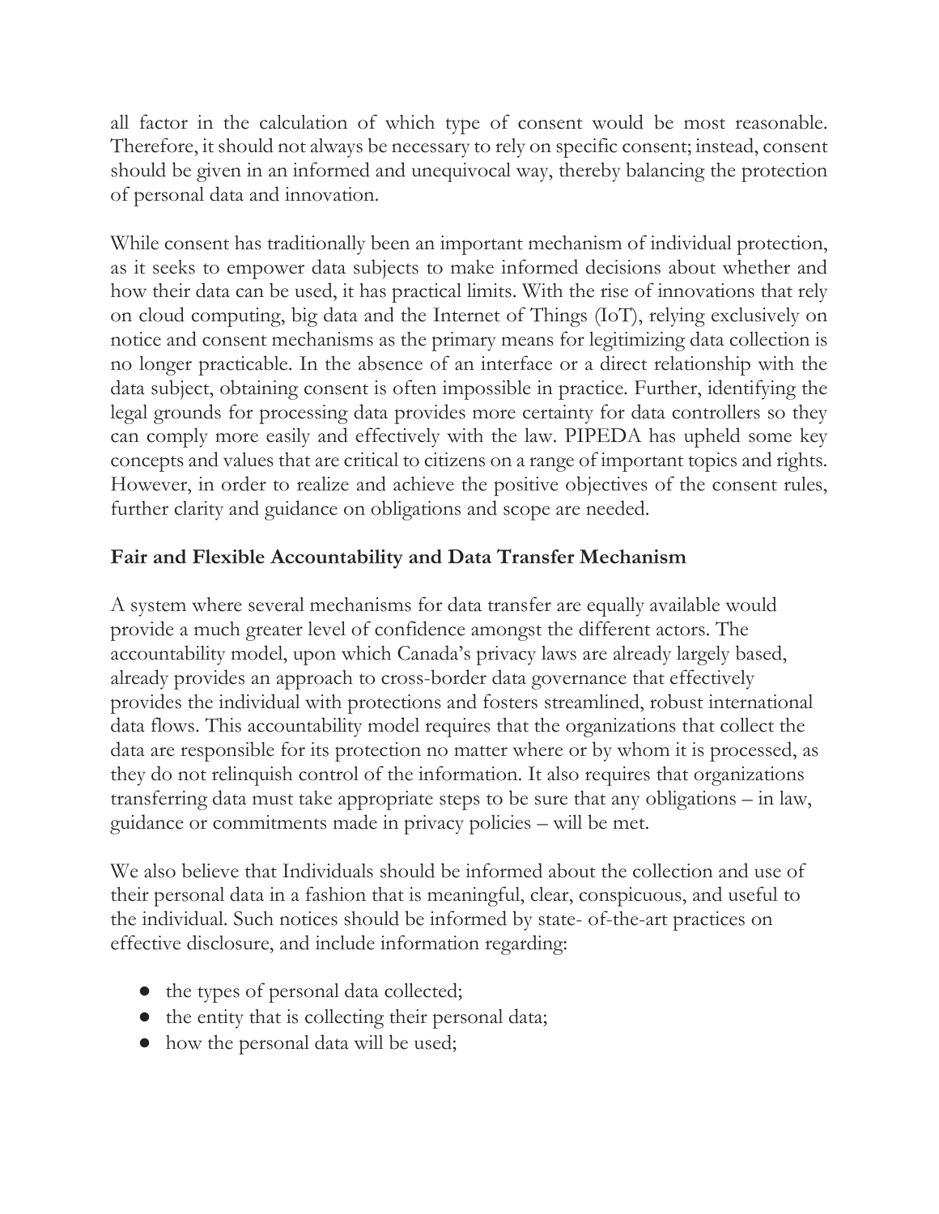all factor in the calculation of which type of consent would be most reasonable. Therefore, it should not always be necessary to rely on specific consent; instead, consent should be given in an informed and unequivocal way, thereby balancing the protection of personal data and innovation.

While consent has traditionally been an important mechanism of individual protection, as it seeks to empower data subjects to make informed decisions about whether and how their data can be used, it has practical limits. With the rise of innovations that rely on cloud computing, big data and the Internet of Things (IoT), relying exclusively on notice and consent mechanisms as the primary means for legitimizing data collection is no longer practicable. In the absence of an interface or a direct relationship with the data subject, obtaining consent is often impossible in practice. Further, identifying the legal grounds for processing data provides more certainty for data controllers so they can comply more easily and effectively with the law. PIPEDA has upheld some key concepts and values that are critical to citizens on a range of important topics and rights. However, in order to realize and achieve the positive objectives of the consent rules, further clarity and guidance on obligations and scope are needed.

**Fair and Flexible Accountability and Data Transfer Mechanism**

A system where several mechanisms for data transfer are equally available would provide a much greater level of confidence amongst the different actors. The accountability model, upon which Canada's privacy laws are already largely based, already provides an approach to cross-border data governance that effectively provides the individual with protections and fosters streamlined, robust international data flows. This accountability model requires that the organizations that collect the data are responsible for its protection no matter where or by whom it is processed, as they do not relinquish control of the information. It also requires that organizations transferring data must take appropriate steps to be sure that any obligations – in law, guidance or commitments made in privacy policies – will be met.

We also believe that Individuals should be informed about the collection and use of their personal data in a fashion that is meaningful, clear, conspicuous, and useful to the individual. Such notices should be informed by state- of-the-art practices on effective disclosure, and include information regarding:

- the types of personal data collected;
- the entity that is collecting their personal data;
- how the personal data will be used;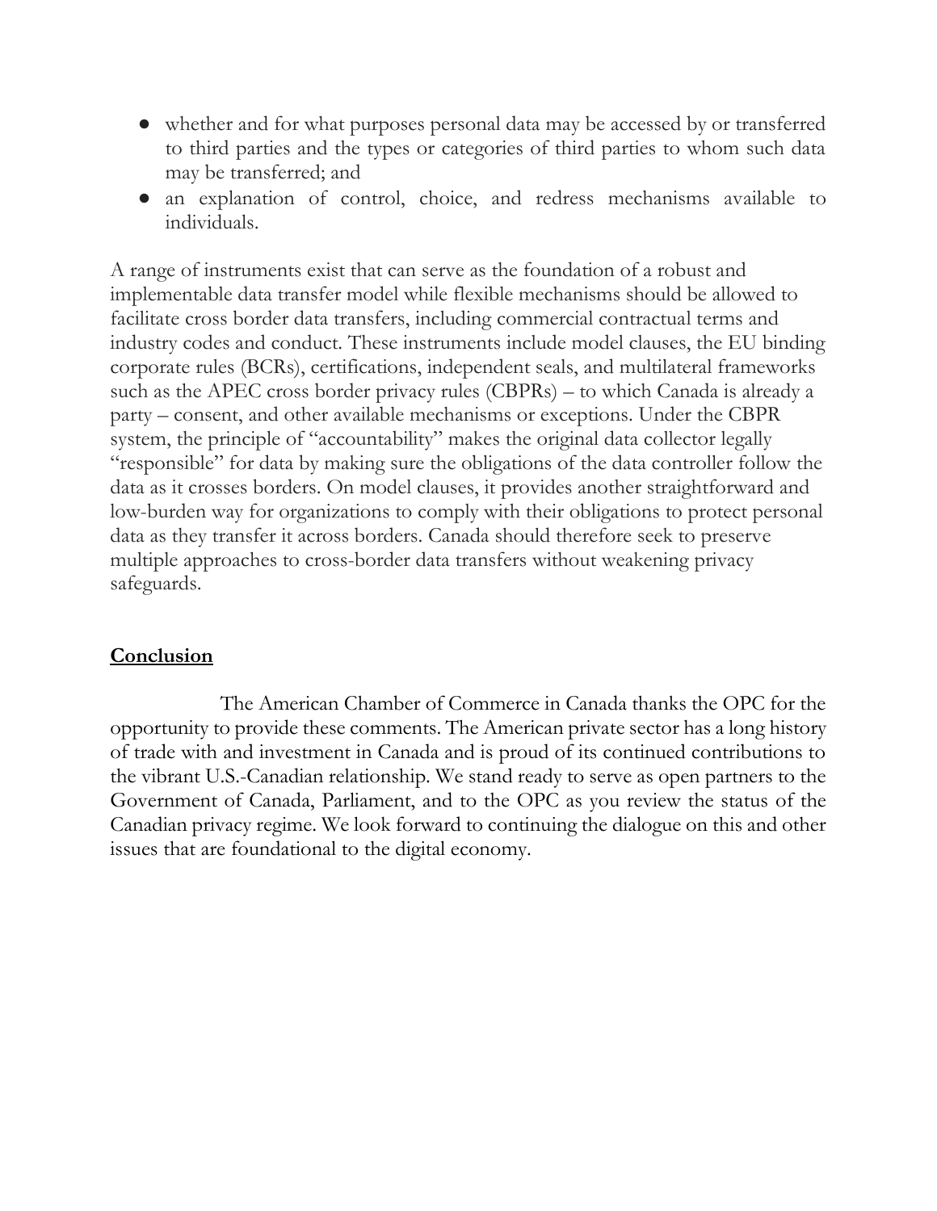- whether and for what purposes personal data may be accessed by or transferred to third parties and the types or categories of third parties to whom such data may be transferred; and
- an explanation of control, choice, and redress mechanisms available to individuals.

A range of instruments exist that can serve as the foundation of a robust and implementable data transfer model while flexible mechanisms should be allowed to facilitate cross border data transfers, including commercial contractual terms and industry codes and conduct. These instruments include model clauses, the EU binding corporate rules (BCRs), certifications, independent seals, and multilateral frameworks such as the APEC cross border privacy rules (CBPRs) – to which Canada is already a party – consent, and other available mechanisms or exceptions. Under the CBPR system, the principle of "accountability" makes the original data collector legally "responsible" for data by making sure the obligations of the data controller follow the data as it crosses borders. On model clauses, it provides another straightforward and low-burden way for organizations to comply with their obligations to protect personal data as they transfer it across borders. Canada should therefore seek to preserve multiple approaches to cross-border data transfers without weakening privacy safeguards.

## Conclusion

The American Chamber of Commerce in Canada thanks the OPC for the opportunity to provide these comments. The American private sector has a long history of trade with and investment in Canada and is proud of its continued contributions to the vibrant U.S.-Canadian relationship. We stand ready to serve as open partners to the Government of Canada, Parliament, and to the OPC as you review the status of the Canadian privacy regime. We look forward to continuing the dialogue on this and other issues that are foundational to the digital economy.